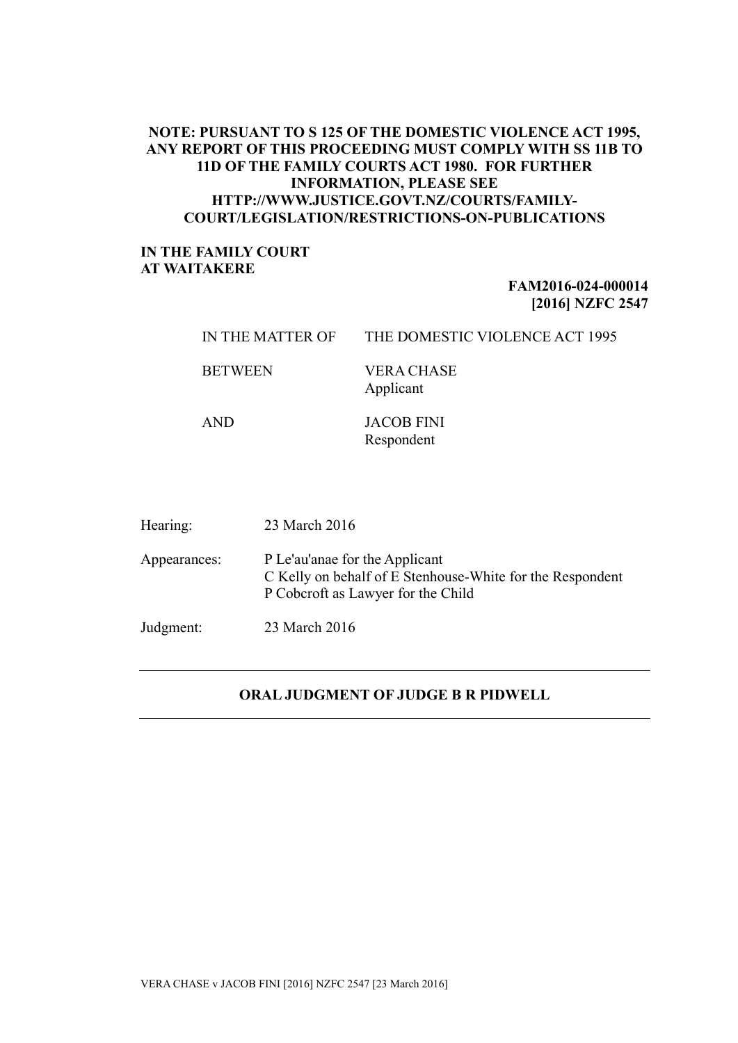**NOTE: PURSUANT TO S 125 OF THE DOMESTIC VIOLENCE ACT 1995, ANY REPORT OF THIS PROCEEDING MUST COMPLY WITH SS 11B TO 11D OF THE FAMILY COURTS ACT 1980. FOR FURTHER INFORMATION, PLEASE SEE HTTP://WWW.JUSTICE.GOVT.NZ/COURTS/FAMILY-COURT/LEGISLATION/RESTRICTIONS-ON-PUBLICATIONS**

**IN THE FAMILY COURT AT WAITAKERE**

**FAM2016-024-000014**
**[2016] NZFC 2547**

| | |
|---|---|
| IN THE MATTER OF | THE DOMESTIC VIOLENCE ACT 1995 |
| BETWEEN | VERA CHASE<br>Applicant |
| AND | JACOB FINI<br>Respondent |

| | |
|---|---|
| Hearing: | 23 March 2016 |
| Appearances: | P Le'au'anae for the Applicant<br>C Kelly on behalf of E Stenhouse-White for the Respondent<br>P Cobcroft as Lawyer for the Child |
| Judgment: | 23 March 2016 |

---

**ORAL JUDGMENT OF JUDGE B R PIDWELL**

---

VERA CHASE v JACOB FINI [2016] NZFC 2547 [23 March 2016]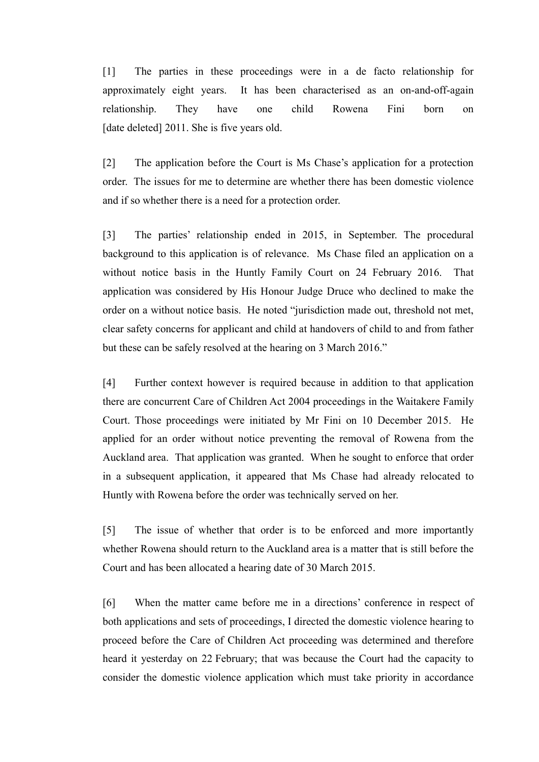[1] The parties in these proceedings were in a de facto relationship for approximately eight years. It has been characterised as an on-and-off-again relationship. They have one child Rowena Fini born on [date deleted] 2011. She is five years old.

[2] The application before the Court is Ms Chase's application for a protection order. The issues for me to determine are whether there has been domestic violence and if so whether there is a need for a protection order.

[3] The parties' relationship ended in 2015, in September. The procedural background to this application is of relevance. Ms Chase filed an application on a without notice basis in the Huntly Family Court on 24 February 2016. That application was considered by His Honour Judge Druce who declined to make the order on a without notice basis. He noted "jurisdiction made out, threshold not met, clear safety concerns for applicant and child at handovers of child to and from father but these can be safely resolved at the hearing on 3 March 2016."

[4] Further context however is required because in addition to that application there are concurrent Care of Children Act 2004 proceedings in the Waitakere Family Court. Those proceedings were initiated by Mr Fini on 10 December 2015. He applied for an order without notice preventing the removal of Rowena from the Auckland area. That application was granted. When he sought to enforce that order in a subsequent application, it appeared that Ms Chase had already relocated to Huntly with Rowena before the order was technically served on her.

[5] The issue of whether that order is to be enforced and more importantly whether Rowena should return to the Auckland area is a matter that is still before the Court and has been allocated a hearing date of 30 March 2015.

[6] When the matter came before me in a directions' conference in respect of both applications and sets of proceedings, I directed the domestic violence hearing to proceed before the Care of Children Act proceeding was determined and therefore heard it yesterday on 22 February; that was because the Court had the capacity to consider the domestic violence application which must take priority in accordance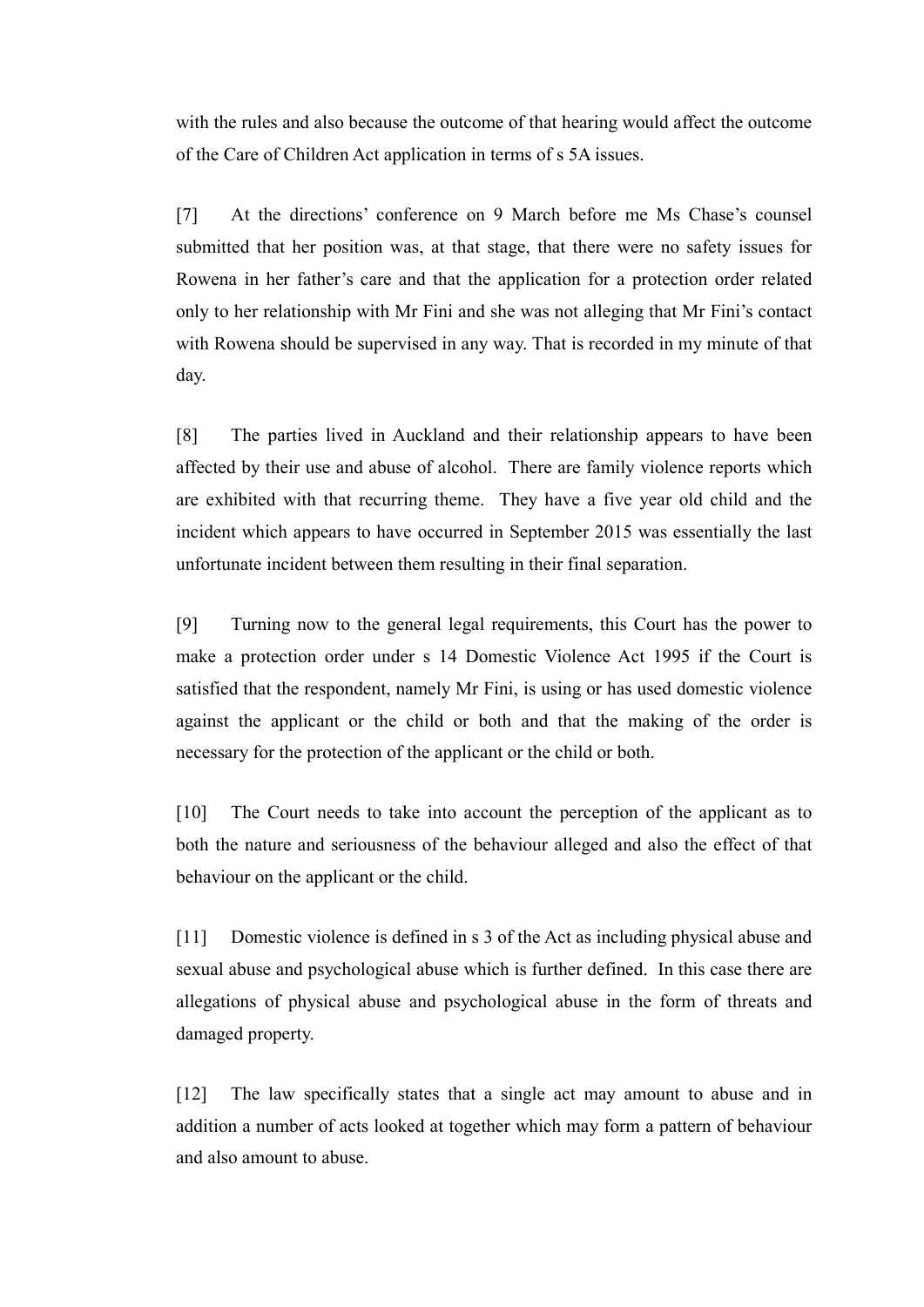with the rules and also because the outcome of that hearing would affect the outcome of the Care of Children Act application in terms of s 5A issues.

[7] At the directions' conference on 9 March before me Ms Chase's counsel submitted that her position was, at that stage, that there were no safety issues for Rowena in her father's care and that the application for a protection order related only to her relationship with Mr Fini and she was not alleging that Mr Fini's contact with Rowena should be supervised in any way. That is recorded in my minute of that day.

[8] The parties lived in Auckland and their relationship appears to have been affected by their use and abuse of alcohol. There are family violence reports which are exhibited with that recurring theme. They have a five year old child and the incident which appears to have occurred in September 2015 was essentially the last unfortunate incident between them resulting in their final separation.

[9] Turning now to the general legal requirements, this Court has the power to make a protection order under s 14 Domestic Violence Act 1995 if the Court is satisfied that the respondent, namely Mr Fini, is using or has used domestic violence against the applicant or the child or both and that the making of the order is necessary for the protection of the applicant or the child or both.

[10] The Court needs to take into account the perception of the applicant as to both the nature and seriousness of the behaviour alleged and also the effect of that behaviour on the applicant or the child.

[11] Domestic violence is defined in s 3 of the Act as including physical abuse and sexual abuse and psychological abuse which is further defined. In this case there are allegations of physical abuse and psychological abuse in the form of threats and damaged property.

[12] The law specifically states that a single act may amount to abuse and in addition a number of acts looked at together which may form a pattern of behaviour and also amount to abuse.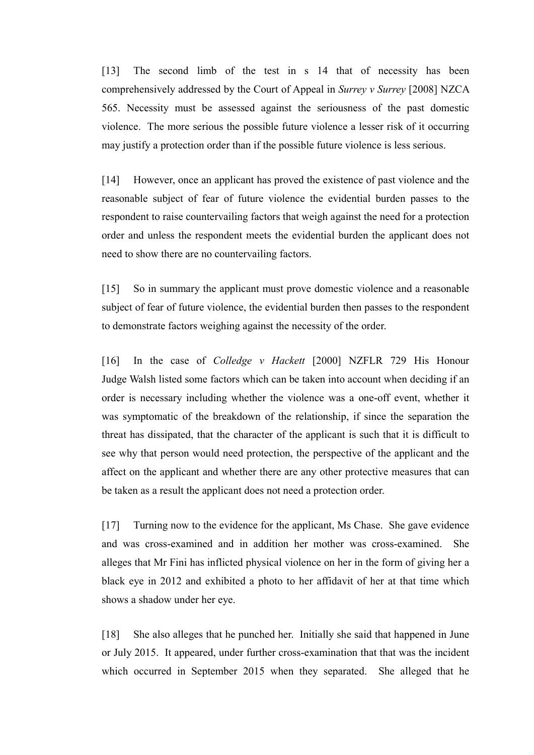[13] The second limb of the test in s 14 that of necessity has been comprehensively addressed by the Court of Appeal in *Surrey v Surrey* [2008] NZCA 565. Necessity must be assessed against the seriousness of the past domestic violence. The more serious the possible future violence a lesser risk of it occurring may justify a protection order than if the possible future violence is less serious.

[14] However, once an applicant has proved the existence of past violence and the reasonable subject of fear of future violence the evidential burden passes to the respondent to raise countervailing factors that weigh against the need for a protection order and unless the respondent meets the evidential burden the applicant does not need to show there are no countervailing factors.

[15] So in summary the applicant must prove domestic violence and a reasonable subject of fear of future violence, the evidential burden then passes to the respondent to demonstrate factors weighing against the necessity of the order.

[16] In the case of *Colledge v Hackett* [2000] NZFLR 729 His Honour Judge Walsh listed some factors which can be taken into account when deciding if an order is necessary including whether the violence was a one-off event, whether it was symptomatic of the breakdown of the relationship, if since the separation the threat has dissipated, that the character of the applicant is such that it is difficult to see why that person would need protection, the perspective of the applicant and the affect on the applicant and whether there are any other protective measures that can be taken as a result the applicant does not need a protection order.

[17] Turning now to the evidence for the applicant, Ms Chase. She gave evidence and was cross-examined and in addition her mother was cross-examined. She alleges that Mr Fini has inflicted physical violence on her in the form of giving her a black eye in 2012 and exhibited a photo to her affidavit of her at that time which shows a shadow under her eye.

[18] She also alleges that he punched her. Initially she said that happened in June or July 2015. It appeared, under further cross-examination that that was the incident which occurred in September 2015 when they separated. She alleged that he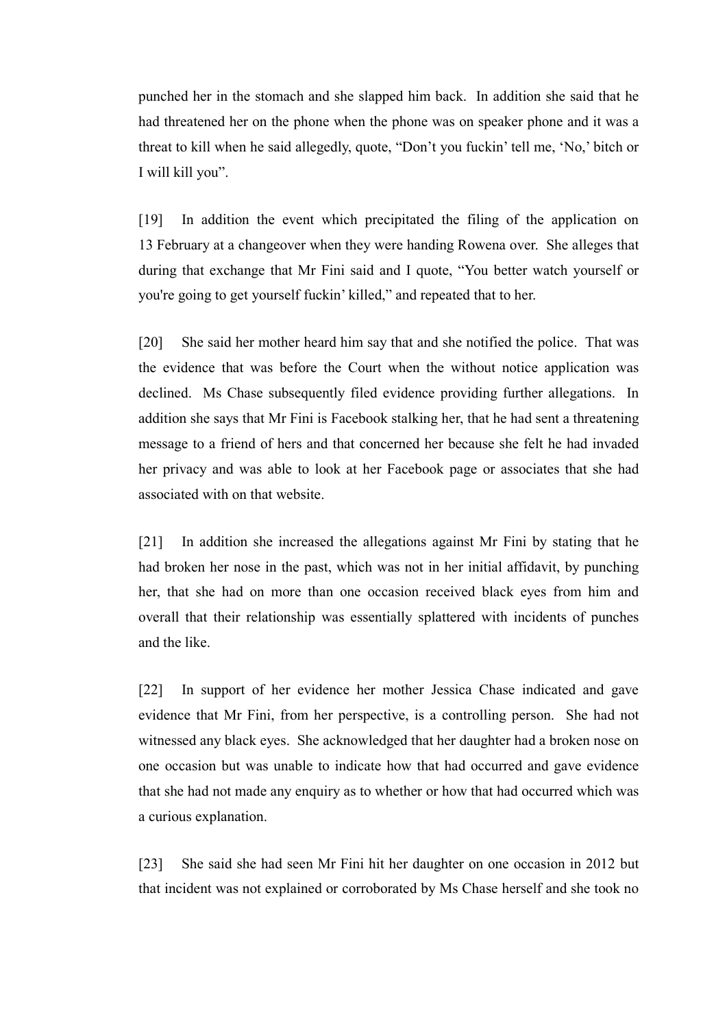punched her in the stomach and she slapped him back. In addition she said that he had threatened her on the phone when the phone was on speaker phone and it was a threat to kill when he said allegedly, quote, "Don't you fuckin' tell me, 'No,' bitch or I will kill you".

[19] In addition the event which precipitated the filing of the application on 13 February at a changeover when they were handing Rowena over. She alleges that during that exchange that Mr Fini said and I quote, "You better watch yourself or you're going to get yourself fuckin' killed," and repeated that to her.

[20] She said her mother heard him say that and she notified the police. That was the evidence that was before the Court when the without notice application was declined. Ms Chase subsequently filed evidence providing further allegations. In addition she says that Mr Fini is Facebook stalking her, that he had sent a threatening message to a friend of hers and that concerned her because she felt he had invaded her privacy and was able to look at her Facebook page or associates that she had associated with on that website.

[21] In addition she increased the allegations against Mr Fini by stating that he had broken her nose in the past, which was not in her initial affidavit, by punching her, that she had on more than one occasion received black eyes from him and overall that their relationship was essentially splattered with incidents of punches and the like.

[22] In support of her evidence her mother Jessica Chase indicated and gave evidence that Mr Fini, from her perspective, is a controlling person. She had not witnessed any black eyes. She acknowledged that her daughter had a broken nose on one occasion but was unable to indicate how that had occurred and gave evidence that she had not made any enquiry as to whether or how that had occurred which was a curious explanation.

[23] She said she had seen Mr Fini hit her daughter on one occasion in 2012 but that incident was not explained or corroborated by Ms Chase herself and she took no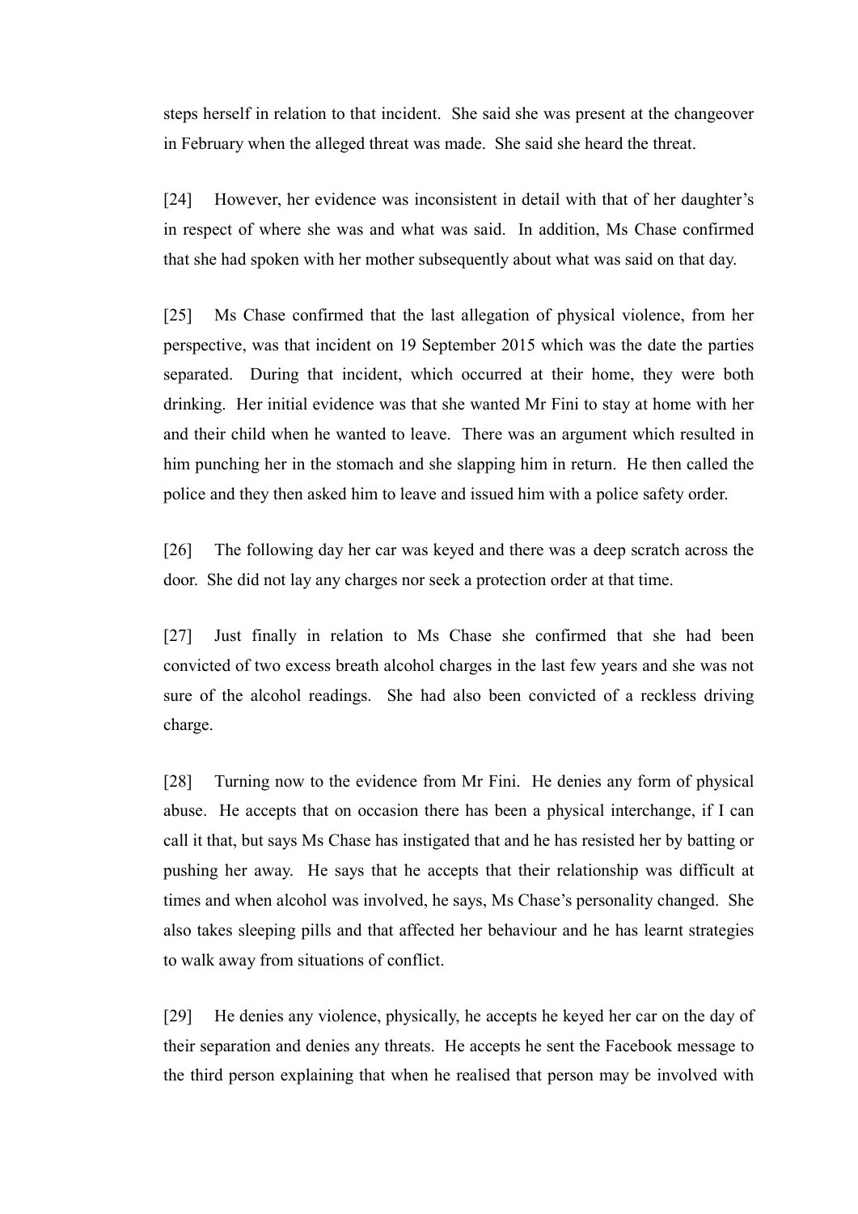steps herself in relation to that incident. She said she was present at the changeover in February when the alleged threat was made. She said she heard the threat.

[24] However, her evidence was inconsistent in detail with that of her daughter's in respect of where she was and what was said. In addition, Ms Chase confirmed that she had spoken with her mother subsequently about what was said on that day.

[25] Ms Chase confirmed that the last allegation of physical violence, from her perspective, was that incident on 19 September 2015 which was the date the parties separated. During that incident, which occurred at their home, they were both drinking. Her initial evidence was that she wanted Mr Fini to stay at home with her and their child when he wanted to leave. There was an argument which resulted in him punching her in the stomach and she slapping him in return. He then called the police and they then asked him to leave and issued him with a police safety order.

[26] The following day her car was keyed and there was a deep scratch across the door. She did not lay any charges nor seek a protection order at that time.

[27] Just finally in relation to Ms Chase she confirmed that she had been convicted of two excess breath alcohol charges in the last few years and she was not sure of the alcohol readings. She had also been convicted of a reckless driving charge.

[28] Turning now to the evidence from Mr Fini. He denies any form of physical abuse. He accepts that on occasion there has been a physical interchange, if I can call it that, but says Ms Chase has instigated that and he has resisted her by batting or pushing her away. He says that he accepts that their relationship was difficult at times and when alcohol was involved, he says, Ms Chase's personality changed. She also takes sleeping pills and that affected her behaviour and he has learnt strategies to walk away from situations of conflict.

[29] He denies any violence, physically, he accepts he keyed her car on the day of their separation and denies any threats. He accepts he sent the Facebook message to the third person explaining that when he realised that person may be involved with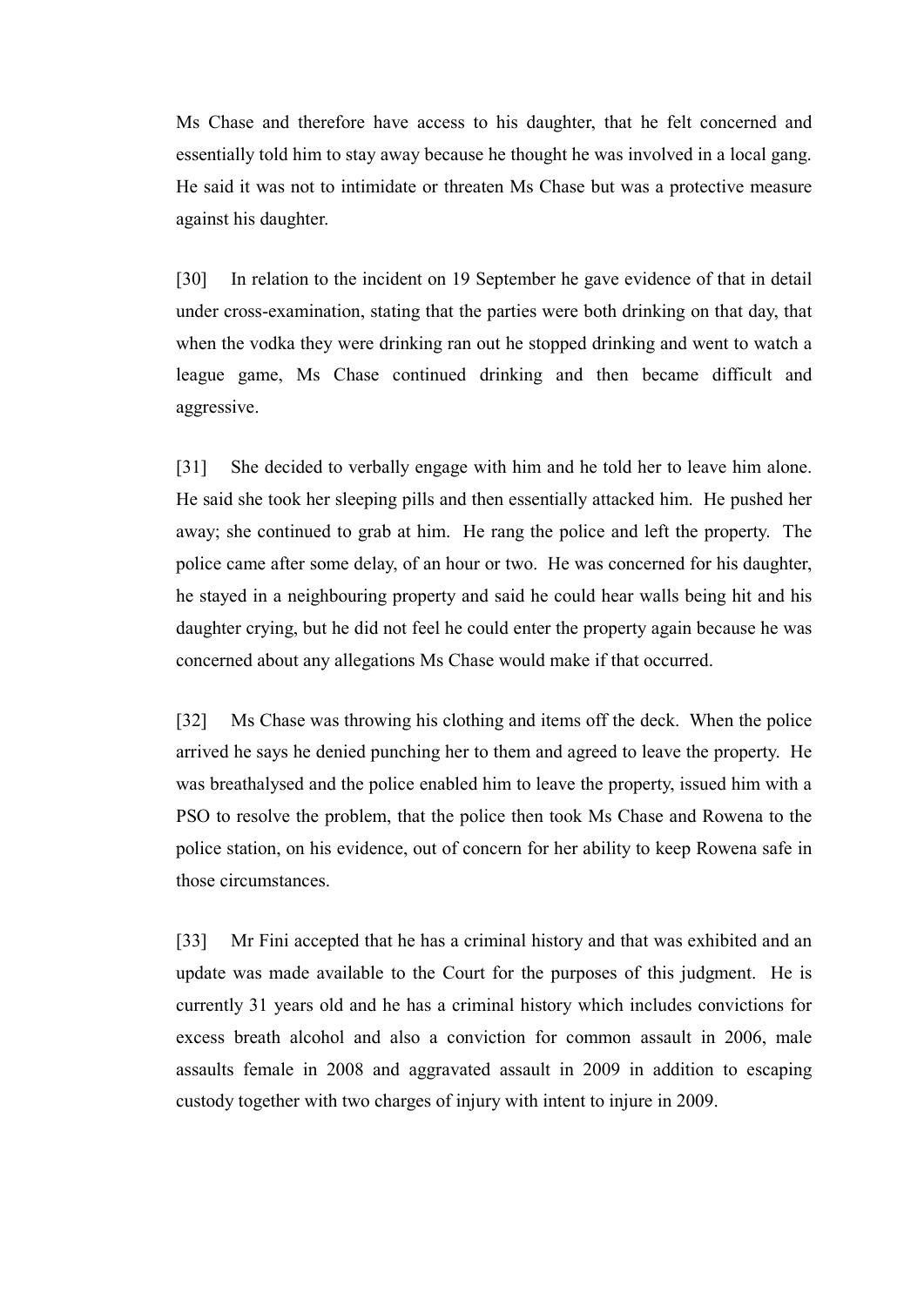Ms Chase and therefore have access to his daughter, that he felt concerned and essentially told him to stay away because he thought he was involved in a local gang. He said it was not to intimidate or threaten Ms Chase but was a protective measure against his daughter.

[30] In relation to the incident on 19 September he gave evidence of that in detail under cross-examination, stating that the parties were both drinking on that day, that when the vodka they were drinking ran out he stopped drinking and went to watch a league game, Ms Chase continued drinking and then became difficult and aggressive.

[31] She decided to verbally engage with him and he told her to leave him alone. He said she took her sleeping pills and then essentially attacked him. He pushed her away; she continued to grab at him. He rang the police and left the property. The police came after some delay, of an hour or two. He was concerned for his daughter, he stayed in a neighbouring property and said he could hear walls being hit and his daughter crying, but he did not feel he could enter the property again because he was concerned about any allegations Ms Chase would make if that occurred.

[32] Ms Chase was throwing his clothing and items off the deck. When the police arrived he says he denied punching her to them and agreed to leave the property. He was breathalysed and the police enabled him to leave the property, issued him with a PSO to resolve the problem, that the police then took Ms Chase and Rowena to the police station, on his evidence, out of concern for her ability to keep Rowena safe in those circumstances.

[33] Mr Fini accepted that he has a criminal history and that was exhibited and an update was made available to the Court for the purposes of this judgment. He is currently 31 years old and he has a criminal history which includes convictions for excess breath alcohol and also a conviction for common assault in 2006, male assaults female in 2008 and aggravated assault in 2009 in addition to escaping custody together with two charges of injury with intent to injure in 2009.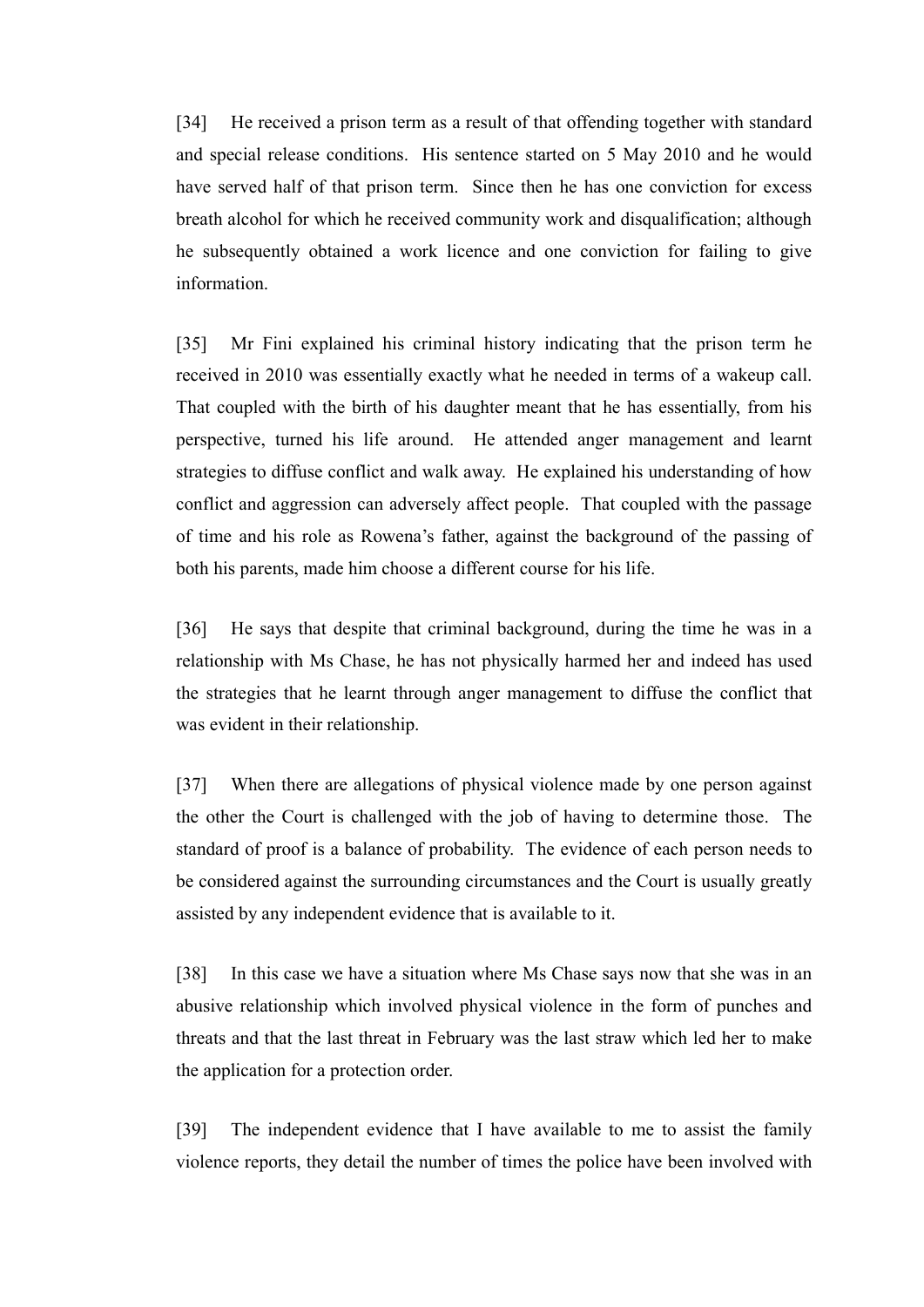[34] He received a prison term as a result of that offending together with standard and special release conditions. His sentence started on 5 May 2010 and he would have served half of that prison term. Since then he has one conviction for excess breath alcohol for which he received community work and disqualification; although he subsequently obtained a work licence and one conviction for failing to give information.

[35] Mr Fini explained his criminal history indicating that the prison term he received in 2010 was essentially exactly what he needed in terms of a wakeup call. That coupled with the birth of his daughter meant that he has essentially, from his perspective, turned his life around. He attended anger management and learnt strategies to diffuse conflict and walk away. He explained his understanding of how conflict and aggression can adversely affect people. That coupled with the passage of time and his role as Rowena's father, against the background of the passing of both his parents, made him choose a different course for his life.

[36] He says that despite that criminal background, during the time he was in a relationship with Ms Chase, he has not physically harmed her and indeed has used the strategies that he learnt through anger management to diffuse the conflict that was evident in their relationship.

[37] When there are allegations of physical violence made by one person against the other the Court is challenged with the job of having to determine those. The standard of proof is a balance of probability. The evidence of each person needs to be considered against the surrounding circumstances and the Court is usually greatly assisted by any independent evidence that is available to it.

[38] In this case we have a situation where Ms Chase says now that she was in an abusive relationship which involved physical violence in the form of punches and threats and that the last threat in February was the last straw which led her to make the application for a protection order.

[39] The independent evidence that I have available to me to assist the family violence reports, they detail the number of times the police have been involved with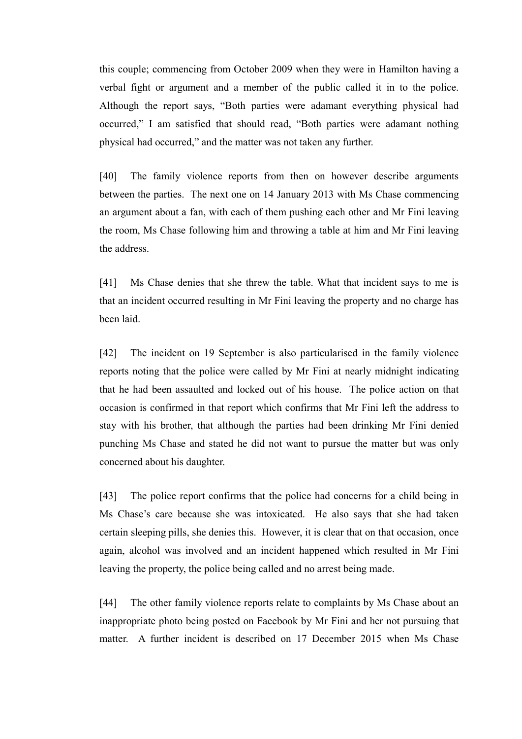this couple; commencing from October 2009 when they were in Hamilton having a verbal fight or argument and a member of the public called it in to the police. Although the report says, "Both parties were adamant everything physical had occurred," I am satisfied that should read, "Both parties were adamant nothing physical had occurred," and the matter was not taken any further.

[40] The family violence reports from then on however describe arguments between the parties. The next one on 14 January 2013 with Ms Chase commencing an argument about a fan, with each of them pushing each other and Mr Fini leaving the room, Ms Chase following him and throwing a table at him and Mr Fini leaving the address.

[41] Ms Chase denies that she threw the table. What that incident says to me is that an incident occurred resulting in Mr Fini leaving the property and no charge has been laid.

[42] The incident on 19 September is also particularised in the family violence reports noting that the police were called by Mr Fini at nearly midnight indicating that he had been assaulted and locked out of his house. The police action on that occasion is confirmed in that report which confirms that Mr Fini left the address to stay with his brother, that although the parties had been drinking Mr Fini denied punching Ms Chase and stated he did not want to pursue the matter but was only concerned about his daughter.

[43] The police report confirms that the police had concerns for a child being in Ms Chase's care because she was intoxicated. He also says that she had taken certain sleeping pills, she denies this. However, it is clear that on that occasion, once again, alcohol was involved and an incident happened which resulted in Mr Fini leaving the property, the police being called and no arrest being made.

[44] The other family violence reports relate to complaints by Ms Chase about an inappropriate photo being posted on Facebook by Mr Fini and her not pursuing that matter. A further incident is described on 17 December 2015 when Ms Chase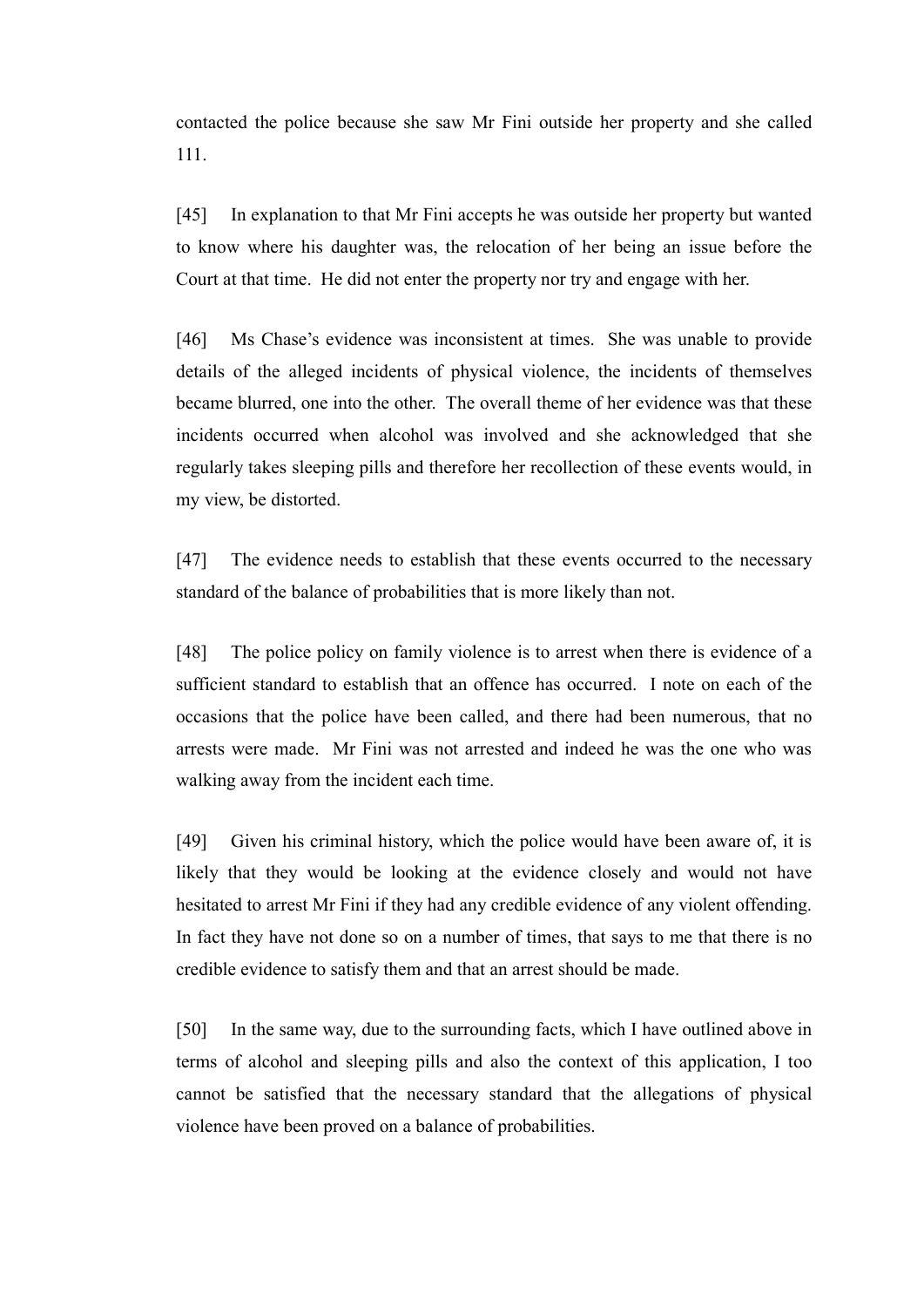contacted the police because she saw Mr Fini outside her property and she called 111.

[45] In explanation to that Mr Fini accepts he was outside her property but wanted to know where his daughter was, the relocation of her being an issue before the Court at that time. He did not enter the property nor try and engage with her.

[46] Ms Chase's evidence was inconsistent at times. She was unable to provide details of the alleged incidents of physical violence, the incidents of themselves became blurred, one into the other. The overall theme of her evidence was that these incidents occurred when alcohol was involved and she acknowledged that she regularly takes sleeping pills and therefore her recollection of these events would, in my view, be distorted.

[47] The evidence needs to establish that these events occurred to the necessary standard of the balance of probabilities that is more likely than not.

[48] The police policy on family violence is to arrest when there is evidence of a sufficient standard to establish that an offence has occurred. I note on each of the occasions that the police have been called, and there had been numerous, that no arrests were made. Mr Fini was not arrested and indeed he was the one who was walking away from the incident each time.

[49] Given his criminal history, which the police would have been aware of, it is likely that they would be looking at the evidence closely and would not have hesitated to arrest Mr Fini if they had any credible evidence of any violent offending. In fact they have not done so on a number of times, that says to me that there is no credible evidence to satisfy them and that an arrest should be made.

[50] In the same way, due to the surrounding facts, which I have outlined above in terms of alcohol and sleeping pills and also the context of this application, I too cannot be satisfied that the necessary standard that the allegations of physical violence have been proved on a balance of probabilities.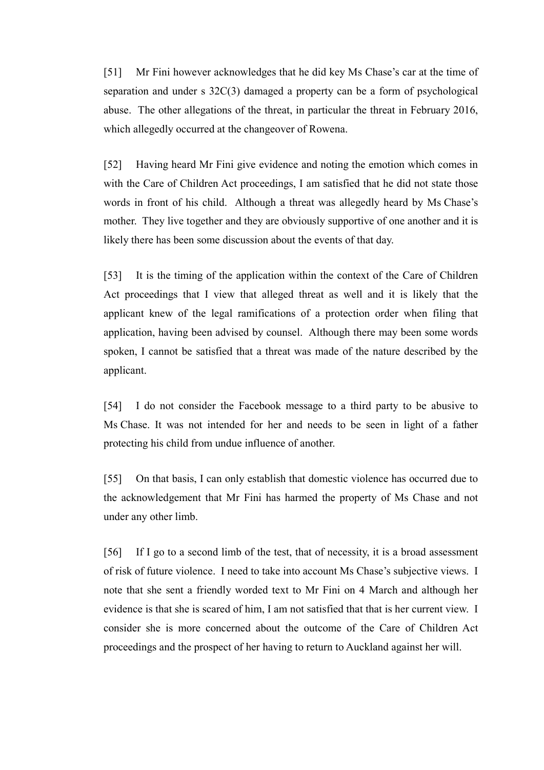[51] Mr Fini however acknowledges that he did key Ms Chase's car at the time of separation and under s 32C(3) damaged a property can be a form of psychological abuse. The other allegations of the threat, in particular the threat in February 2016, which allegedly occurred at the changeover of Rowena.

[52] Having heard Mr Fini give evidence and noting the emotion which comes in with the Care of Children Act proceedings, I am satisfied that he did not state those words in front of his child. Although a threat was allegedly heard by Ms Chase's mother. They live together and they are obviously supportive of one another and it is likely there has been some discussion about the events of that day.

[53] It is the timing of the application within the context of the Care of Children Act proceedings that I view that alleged threat as well and it is likely that the applicant knew of the legal ramifications of a protection order when filing that application, having been advised by counsel. Although there may been some words spoken, I cannot be satisfied that a threat was made of the nature described by the applicant.

[54] I do not consider the Facebook message to a third party to be abusive to Ms Chase. It was not intended for her and needs to be seen in light of a father protecting his child from undue influence of another.

[55] On that basis, I can only establish that domestic violence has occurred due to the acknowledgement that Mr Fini has harmed the property of Ms Chase and not under any other limb.

[56] If I go to a second limb of the test, that of necessity, it is a broad assessment of risk of future violence. I need to take into account Ms Chase's subjective views. I note that she sent a friendly worded text to Mr Fini on 4 March and although her evidence is that she is scared of him, I am not satisfied that that is her current view. I consider she is more concerned about the outcome of the Care of Children Act proceedings and the prospect of her having to return to Auckland against her will.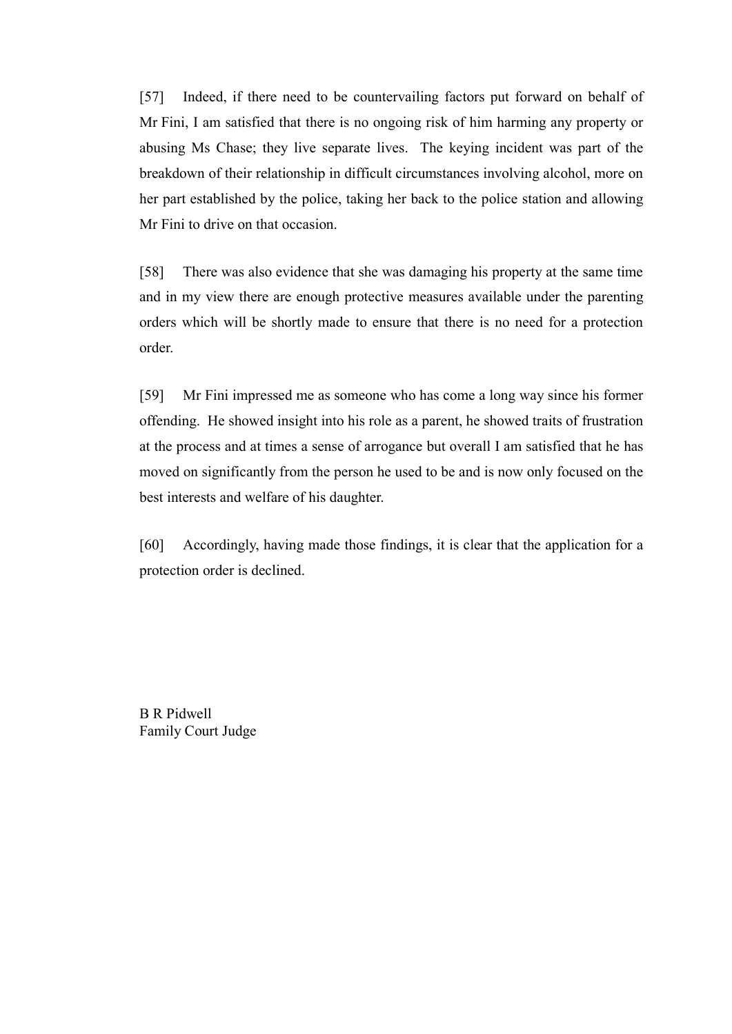[57] Indeed, if there need to be countervailing factors put forward on behalf of Mr Fini, I am satisfied that there is no ongoing risk of him harming any property or abusing Ms Chase; they live separate lives. The keying incident was part of the breakdown of their relationship in difficult circumstances involving alcohol, more on her part established by the police, taking her back to the police station and allowing Mr Fini to drive on that occasion.

[58] There was also evidence that she was damaging his property at the same time and in my view there are enough protective measures available under the parenting orders which will be shortly made to ensure that there is no need for a protection order.

[59] Mr Fini impressed me as someone who has come a long way since his former offending. He showed insight into his role as a parent, he showed traits of frustration at the process and at times a sense of arrogance but overall I am satisfied that he has moved on significantly from the person he used to be and is now only focused on the best interests and welfare of his daughter.

[60] Accordingly, having made those findings, it is clear that the application for a protection order is declined.

B R Pidwell
Family Court Judge